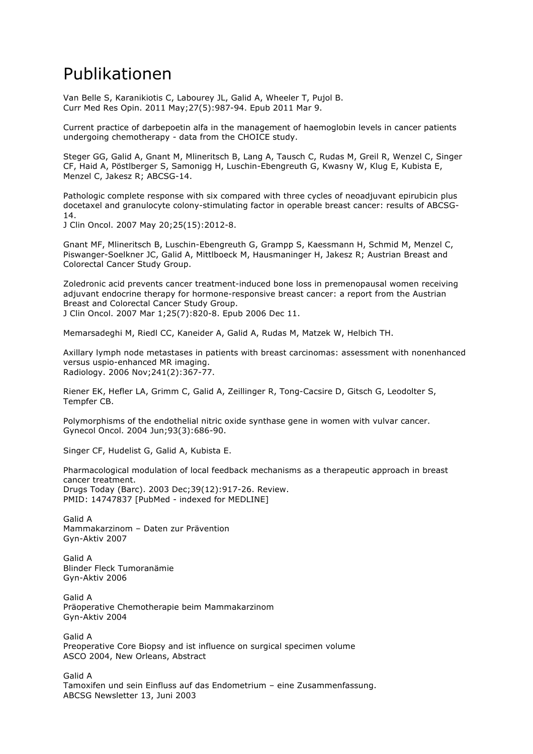# Publikationen

Van Belle S, Karanikiotis C, Labourey JL, Galid A, Wheeler T, Pujol B.
Curr Med Res Opin. 2011 May;27(5):987-94. Epub 2011 Mar 9.

Current practice of darbepoetin alfa in the management of haemoglobin levels in cancer patients undergoing chemotherapy - data from the CHOICE study.

Steger GG, Galid A, Gnant M, Mlineritsch B, Lang A, Tausch C, Rudas M, Greil R, Wenzel C, Singer CF, Haid A, Pöstlberger S, Samonigg H, Luschin-Ebengreuth G, Kwasny W, Klug E, Kubista E, Menzel C, Jakesz R; ABCSG-14.

Pathologic complete response with six compared with three cycles of neoadjuvant epirubicin plus docetaxel and granulocyte colony-stimulating factor in operable breast cancer: results of ABCSG-14.
J Clin Oncol. 2007 May 20;25(15):2012-8.

Gnant MF, Mlineritsch B, Luschin-Ebengreuth G, Grampp S, Kaessmann H, Schmid M, Menzel C, Piswanger-Soelkner JC, Galid A, Mittlboeck M, Hausmaninger H, Jakesz R; Austrian Breast and Colorectal Cancer Study Group.

Zoledronic acid prevents cancer treatment-induced bone loss in premenopausal women receiving adjuvant endocrine therapy for hormone-responsive breast cancer: a report from the Austrian Breast and Colorectal Cancer Study Group.
J Clin Oncol. 2007 Mar 1;25(7):820-8. Epub 2006 Dec 11.

Memarsadeghi M, Riedl CC, Kaneider A, Galid A, Rudas M, Matzek W, Helbich TH.

Axillary lymph node metastases in patients with breast carcinomas: assessment with nonenhanced versus uspio-enhanced MR imaging.
Radiology. 2006 Nov;241(2):367-77.

Riener EK, Hefler LA, Grimm C, Galid A, Zeillinger R, Tong-Cacsire D, Gitsch G, Leodolter S, Tempfer CB.

Polymorphisms of the endothelial nitric oxide synthase gene in women with vulvar cancer.
Gynecol Oncol. 2004 Jun;93(3):686-90.

Singer CF, Hudelist G, Galid A, Kubista E.

Pharmacological modulation of local feedback mechanisms as a therapeutic approach in breast cancer treatment.
Drugs Today (Barc). 2003 Dec;39(12):917-26. Review.
PMID: 14747837 [PubMed - indexed for MEDLINE]

Galid A
Mammakarzinom – Daten zur Prävention
Gyn-Aktiv 2007

Galid A
Blinder Fleck Tumoranämie
Gyn-Aktiv 2006

Galid A
Präoperative Chemotherapie beim Mammakarzinom
Gyn-Aktiv 2004

Galid A
Preoperative Core Biopsy and ist influence on surgical specimen volume
ASCO 2004, New Orleans, Abstract

Galid A
Tamoxifen und sein Einfluss auf das Endometrium – eine Zusammenfassung.
ABCSG Newsletter 13, Juni 2003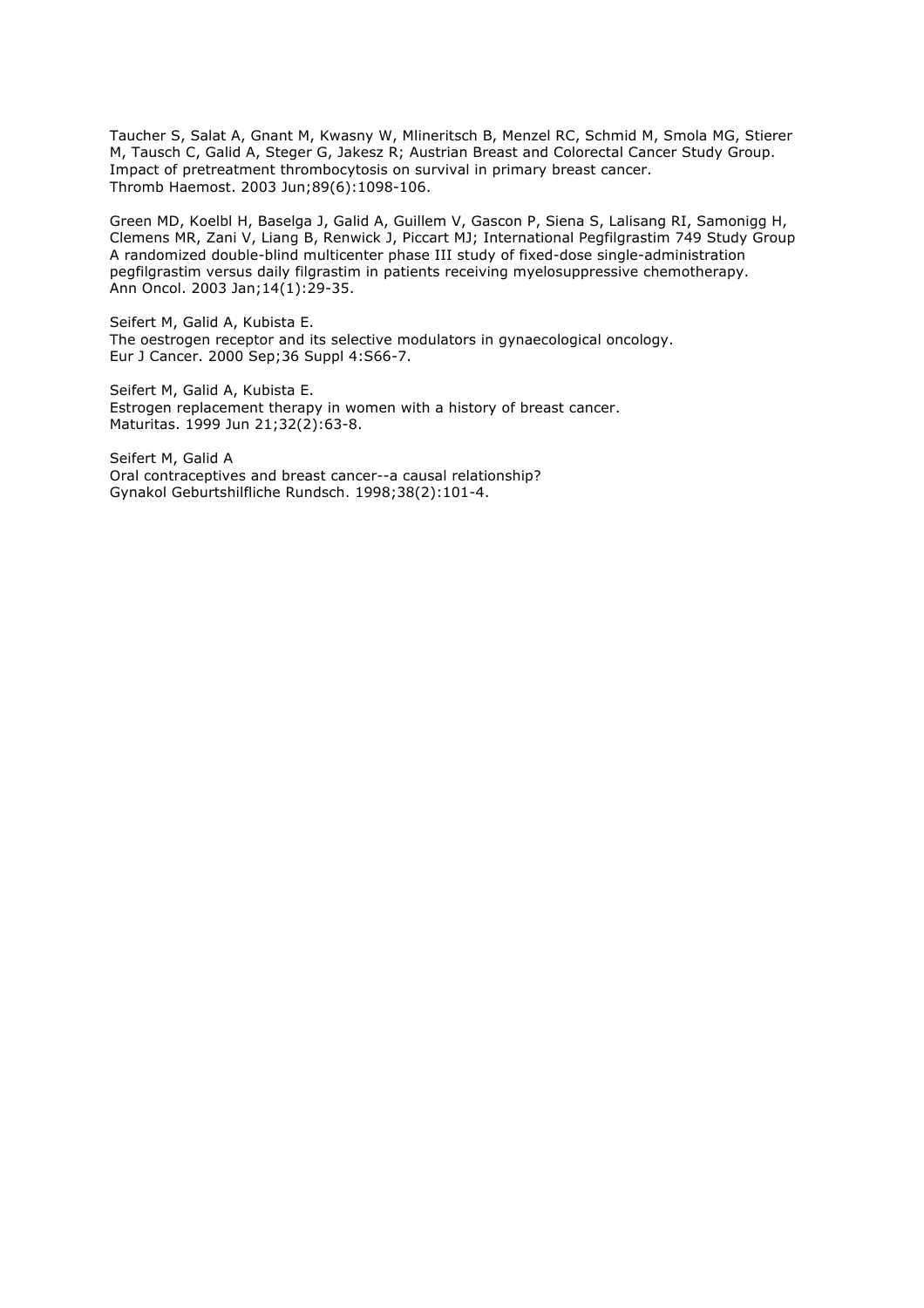Taucher S, Salat A, Gnant M, Kwasny W, Mlineritsch B, Menzel RC, Schmid M, Smola MG, Stierer M, Tausch C, Galid A, Steger G, Jakesz R; Austrian Breast and Colorectal Cancer Study Group.
Impact of pretreatment thrombocytosis on survival in primary breast cancer.
Thromb Haemost. 2003 Jun;89(6):1098-106.

Green MD, Koelbl H, Baselga J, Galid A, Guillem V, Gascon P, Siena S, Lalisang RI, Samonigg H, Clemens MR, Zani V, Liang B, Renwick J, Piccart MJ; International Pegfilgrastim 749 Study Group
A randomized double-blind multicenter phase III study of fixed-dose single-administration pegfilgrastim versus daily filgrastim in patients receiving myelosuppressive chemotherapy.
Ann Oncol. 2003 Jan;14(1):29-35.

Seifert M, Galid A, Kubista E.
The oestrogen receptor and its selective modulators in gynaecological oncology.
Eur J Cancer. 2000 Sep;36 Suppl 4:S66-7.

Seifert M, Galid A, Kubista E.
Estrogen replacement therapy in women with a history of breast cancer.
Maturitas. 1999 Jun 21;32(2):63-8.

Seifert M, Galid A
Oral contraceptives and breast cancer--a causal relationship?
Gynakol Geburtshilfliche Rundsch. 1998;38(2):101-4.